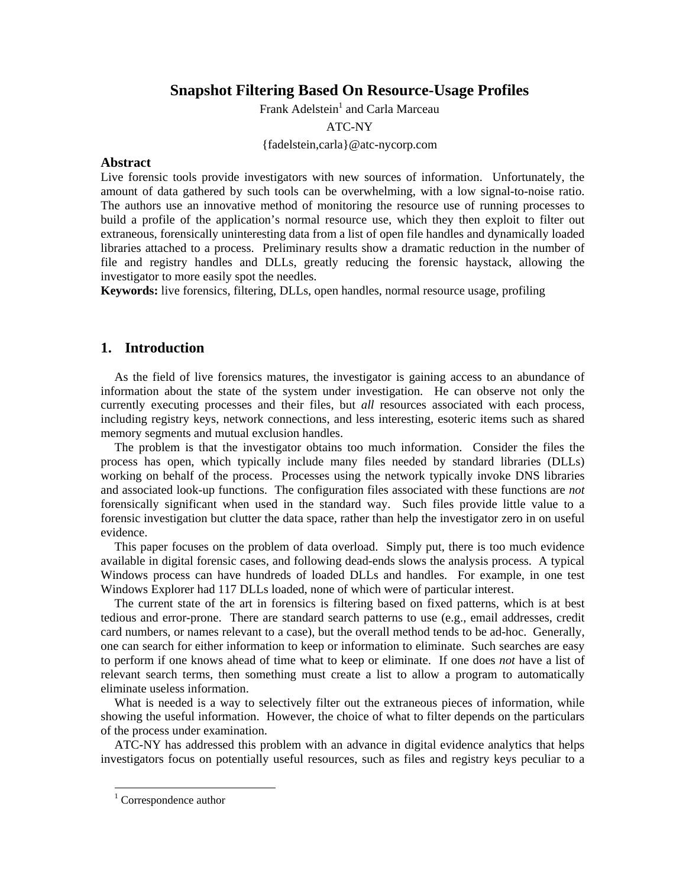# Snapshot Filtering Based On Resource-Usage Profiles

Frank Adelstein[1] and Carla Marceau

ATC-NY

{fadelstein,carla}@atc-nycorp.com

## Abstract

Live forensic tools provide investigators with new sources of information. Unfortunately, the amount of data gathered by such tools can be overwhelming, with a low signal-to-noise ratio. The authors use an innovative method of monitoring the resource use of running processes to build a profile of the application's normal resource use, which they then exploit to filter out extraneous, forensically uninteresting data from a list of open file handles and dynamically loaded libraries attached to a process. Preliminary results show a dramatic reduction in the number of file and registry handles and DLLs, greatly reducing the forensic haystack, allowing the investigator to more easily spot the needles.

**Keywords:** live forensics, filtering, DLLs, open handles, normal resource usage, profiling

## 1. Introduction

As the field of live forensics matures, the investigator is gaining access to an abundance of information about the state of the system under investigation. He can observe not only the currently executing processes and their files, but *all* resources associated with each process, including registry keys, network connections, and less interesting, esoteric items such as shared memory segments and mutual exclusion handles.

The problem is that the investigator obtains too much information. Consider the files the process has open, which typically include many files needed by standard libraries (DLLs) working on behalf of the process. Processes using the network typically invoke DNS libraries and associated look-up functions. The configuration files associated with these functions are *not* forensically significant when used in the standard way. Such files provide little value to a forensic investigation but clutter the data space, rather than help the investigator zero in on useful evidence.

This paper focuses on the problem of data overload. Simply put, there is too much evidence available in digital forensic cases, and following dead-ends slows the analysis process. A typical Windows process can have hundreds of loaded DLLs and handles. For example, in one test Windows Explorer had 117 DLLs loaded, none of which were of particular interest.

The current state of the art in forensics is filtering based on fixed patterns, which is at best tedious and error-prone. There are standard search patterns to use (e.g., email addresses, credit card numbers, or names relevant to a case), but the overall method tends to be ad-hoc. Generally, one can search for either information to keep or information to eliminate. Such searches are easy to perform if one knows ahead of time what to keep or eliminate. If one does *not* have a list of relevant search terms, then something must create a list to allow a program to automatically eliminate useless information.

What is needed is a way to selectively filter out the extraneous pieces of information, while showing the useful information. However, the choice of what to filter depends on the particulars of the process under examination.

ATC-NY has addressed this problem with an advance in digital evidence analytics that helps investigators focus on potentially useful resources, such as files and registry keys peculiar to a

[1] Correspondence author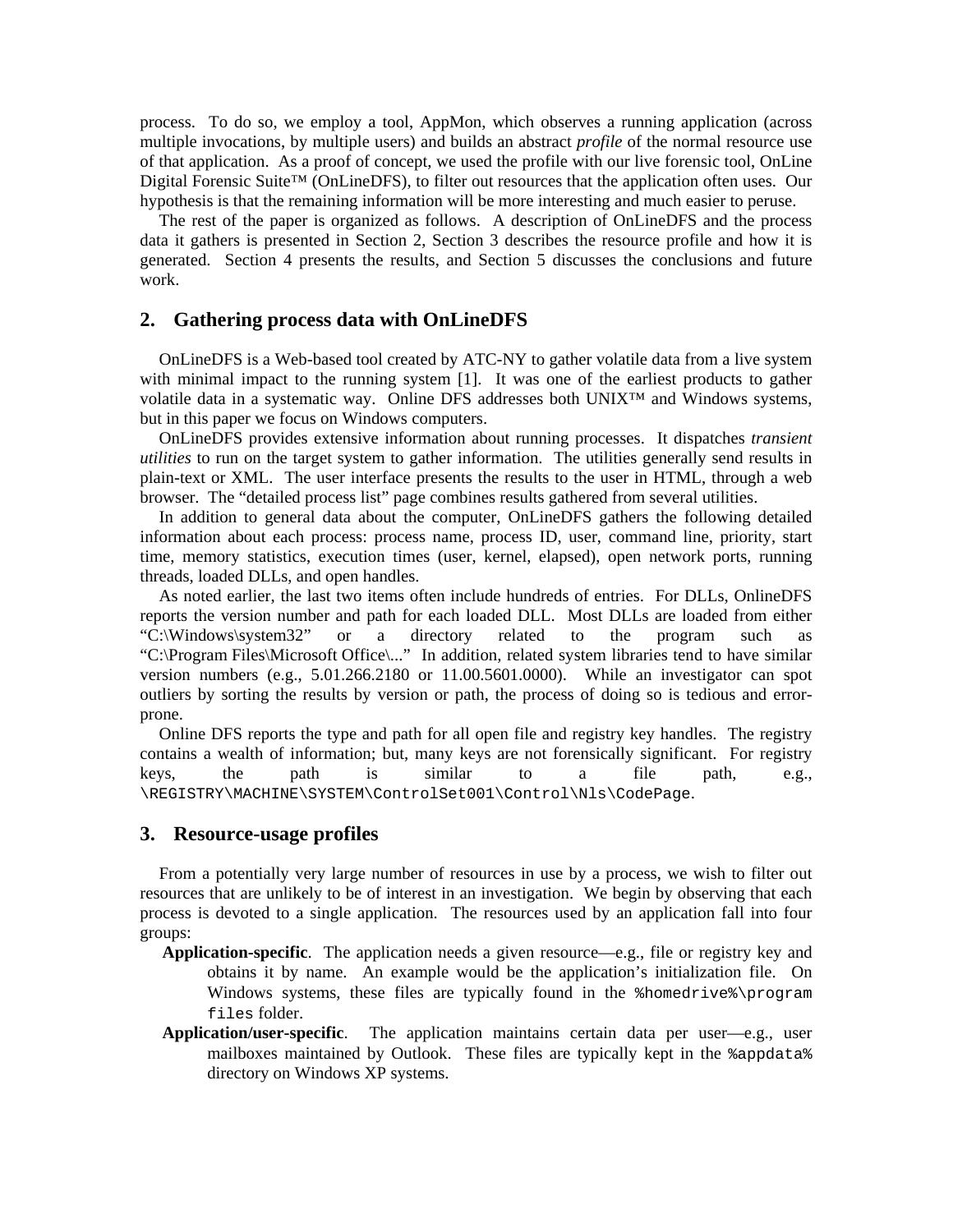process. To do so, we employ a tool, AppMon, which observes a running application (across multiple invocations, by multiple users) and builds an abstract *profile* of the normal resource use of that application. As a proof of concept, we used the profile with our live forensic tool, OnLine Digital Forensic Suite™ (OnLineDFS), to filter out resources that the application often uses. Our hypothesis is that the remaining information will be more interesting and much easier to peruse.

The rest of the paper is organized as follows. A description of OnLineDFS and the process data it gathers is presented in Section 2, Section 3 describes the resource profile and how it is generated. Section 4 presents the results, and Section 5 discusses the conclusions and future work.

## 2. Gathering process data with OnLineDFS

OnLineDFS is a Web-based tool created by ATC-NY to gather volatile data from a live system with minimal impact to the running system [1]. It was one of the earliest products to gather volatile data in a systematic way. Online DFS addresses both UNIX™ and Windows systems, but in this paper we focus on Windows computers.

OnLineDFS provides extensive information about running processes. It dispatches *transient utilities* to run on the target system to gather information. The utilities generally send results in plain-text or XML. The user interface presents the results to the user in HTML, through a web browser. The "detailed process list" page combines results gathered from several utilities.

In addition to general data about the computer, OnLineDFS gathers the following detailed information about each process: process name, process ID, user, command line, priority, start time, memory statistics, execution times (user, kernel, elapsed), open network ports, running threads, loaded DLLs, and open handles.

As noted earlier, the last two items often include hundreds of entries. For DLLs, OnlineDFS reports the version number and path for each loaded DLL. Most DLLs are loaded from either "C:\Windows\system32" or a directory related to the program such as "C:\Program Files\Microsoft Office\..." In addition, related system libraries tend to have similar version numbers (e.g., 5.01.266.2180 or 11.00.5601.0000). While an investigator can spot outliers by sorting the results by version or path, the process of doing so is tedious and error-prone.

Online DFS reports the type and path for all open file and registry key handles. The registry contains a wealth of information; but, many keys are not forensically significant. For registry keys, the path is similar to a file path, e.g., `\REGISTRY\MACHINE\SYSTEM\ControlSet001\Control\Nls\CodePage`.

## 3. Resource-usage profiles

From a potentially very large number of resources in use by a process, we wish to filter out resources that are unlikely to be of interest in an investigation. We begin by observing that each process is devoted to a single application. The resources used by an application fall into four groups:

**Application-specific**. The application needs a given resource—e.g., file or registry key and obtains it by name. An example would be the application's initialization file. On Windows systems, these files are typically found in the `%homedrive%\program files` folder.

**Application/user-specific**. The application maintains certain data per user—e.g., user mailboxes maintained by Outlook. These files are typically kept in the `%appdata%` directory on Windows XP systems.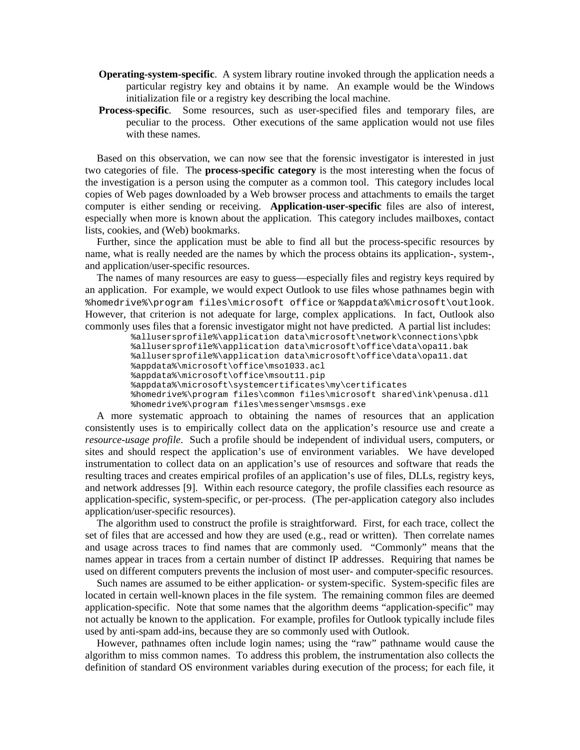**Operating-system-specific**. A system library routine invoked through the application needs a particular registry key and obtains it by name. An example would be the Windows initialization file or a registry key describing the local machine.

**Process-specific**. Some resources, such as user-specified files and temporary files, are peculiar to the process. Other executions of the same application would not use files with these names.

Based on this observation, we can now see that the forensic investigator is interested in just two categories of file. The **process-specific category** is the most interesting when the focus of the investigation is a person using the computer as a common tool. This category includes local copies of Web pages downloaded by a Web browser process and attachments to emails the target computer is either sending or receiving. **Application-user-specific** files are also of interest, especially when more is known about the application. This category includes mailboxes, contact lists, cookies, and (Web) bookmarks.

Further, since the application must be able to find all but the process-specific resources by name, what is really needed are the names by which the process obtains its application-, system-, and application/user-specific resources.

The names of many resources are easy to guess—especially files and registry keys required by an application. For example, we would expect Outlook to use files whose pathnames begin with `%homedrive%\program files\microsoft office` or `%appdata%\microsoft\outlook`. However, that criterion is not adequate for large, complex applications. In fact, Outlook also commonly uses files that a forensic investigator might not have predicted. A partial list includes:

```
%allusersprofile%\application data\microsoft\network\connections\pbk
%allusersprofile%\application data\microsoft\office\data\opa11.bak
%allusersprofile%\application data\microsoft\office\data\opa11.dat
%appdata%\microsoft\office\mso1033.acl
%appdata%\microsoft\office\msout11.pip
%appdata%\microsoft\systemcertificates\my\certificates
%homedrive%\program files\common files\microsoft shared\ink\penusa.dll
%homedrive%\program files\messenger\msmsgs.exe
```

A more systematic approach to obtaining the names of resources that an application consistently uses is to empirically collect data on the application's resource use and create a *resource-usage profile*. Such a profile should be independent of individual users, computers, or sites and should respect the application's use of environment variables. We have developed instrumentation to collect data on an application's use of resources and software that reads the resulting traces and creates empirical profiles of an application's use of files, DLLs, registry keys, and network addresses [9]. Within each resource category, the profile classifies each resource as application-specific, system-specific, or per-process. (The per-application category also includes application/user-specific resources).

The algorithm used to construct the profile is straightforward. First, for each trace, collect the set of files that are accessed and how they are used (e.g., read or written). Then correlate names and usage across traces to find names that are commonly used. "Commonly" means that the names appear in traces from a certain number of distinct IP addresses. Requiring that names be used on different computers prevents the inclusion of most user- and computer-specific resources.

Such names are assumed to be either application- or system-specific. System-specific files are located in certain well-known places in the file system. The remaining common files are deemed application-specific. Note that some names that the algorithm deems "application-specific" may not actually be known to the application. For example, profiles for Outlook typically include files used by anti-spam add-ins, because they are so commonly used with Outlook.

However, pathnames often include login names; using the "raw" pathname would cause the algorithm to miss common names. To address this problem, the instrumentation also collects the definition of standard OS environment variables during execution of the process; for each file, it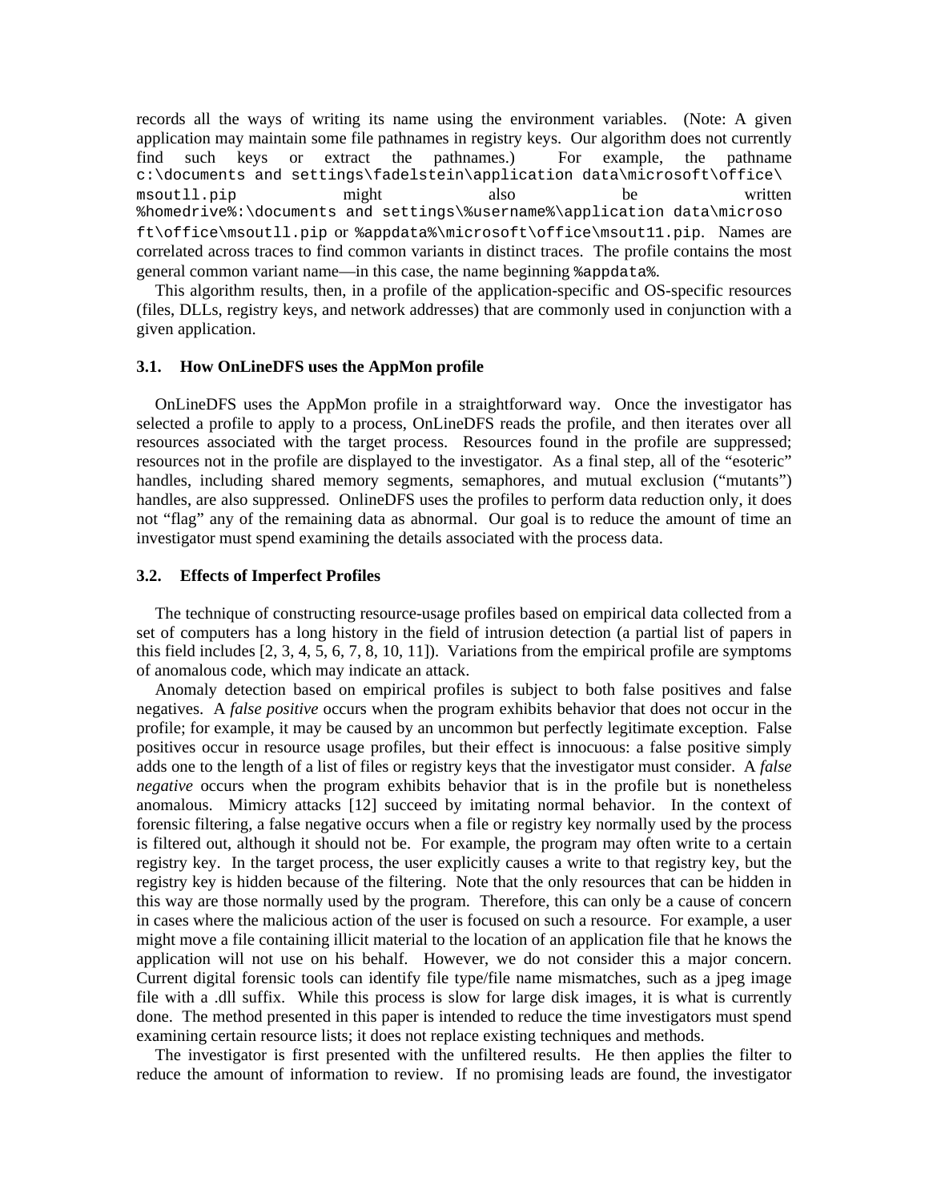records all the ways of writing its name using the environment variables. (Note: A given application may maintain some file pathnames in registry keys. Our algorithm does not currently find such keys or extract the pathnames.) For example, the pathname `c:\documents and settings\fadelstein\application data\microsoft\office\msoutll.pip` might also be written `%homedrive%:\documents and settings\%username%\application data\microsoft\office\msoutll.pip` or `%appdata%\microsoft\office\msout11.pip`. Names are correlated across traces to find common variants in distinct traces. The profile contains the most general common variant name—in this case, the name beginning `%appdata%`.

This algorithm results, then, in a profile of the application-specific and OS-specific resources (files, DLLs, registry keys, and network addresses) that are commonly used in conjunction with a given application.

### 3.1. How OnLineDFS uses the AppMon profile

OnLineDFS uses the AppMon profile in a straightforward way. Once the investigator has selected a profile to apply to a process, OnLineDFS reads the profile, and then iterates over all resources associated with the target process. Resources found in the profile are suppressed; resources not in the profile are displayed to the investigator. As a final step, all of the "esoteric" handles, including shared memory segments, semaphores, and mutual exclusion ("mutants") handles, are also suppressed. OnlineDFS uses the profiles to perform data reduction only, it does not "flag" any of the remaining data as abnormal. Our goal is to reduce the amount of time an investigator must spend examining the details associated with the process data.

### 3.2. Effects of Imperfect Profiles

The technique of constructing resource-usage profiles based on empirical data collected from a set of computers has a long history in the field of intrusion detection (a partial list of papers in this field includes [2, 3, 4, 5, 6, 7, 8, 10, 11]). Variations from the empirical profile are symptoms of anomalous code, which may indicate an attack.

Anomaly detection based on empirical profiles is subject to both false positives and false negatives. A *false positive* occurs when the program exhibits behavior that does not occur in the profile; for example, it may be caused by an uncommon but perfectly legitimate exception. False positives occur in resource usage profiles, but their effect is innocuous: a false positive simply adds one to the length of a list of files or registry keys that the investigator must consider. A *false negative* occurs when the program exhibits behavior that is in the profile but is nonetheless anomalous. Mimicry attacks [12] succeed by imitating normal behavior. In the context of forensic filtering, a false negative occurs when a file or registry key normally used by the process is filtered out, although it should not be. For example, the program may often write to a certain registry key. In the target process, the user explicitly causes a write to that registry key, but the registry key is hidden because of the filtering. Note that the only resources that can be hidden in this way are those normally used by the program. Therefore, this can only be a cause of concern in cases where the malicious action of the user is focused on such a resource. For example, a user might move a file containing illicit material to the location of an application file that he knows the application will not use on his behalf. However, we do not consider this a major concern. Current digital forensic tools can identify file type/file name mismatches, such as a jpeg image file with a .dll suffix. While this process is slow for large disk images, it is what is currently done. The method presented in this paper is intended to reduce the time investigators must spend examining certain resource lists; it does not replace existing techniques and methods.

The investigator is first presented with the unfiltered results. He then applies the filter to reduce the amount of information to review. If no promising leads are found, the investigator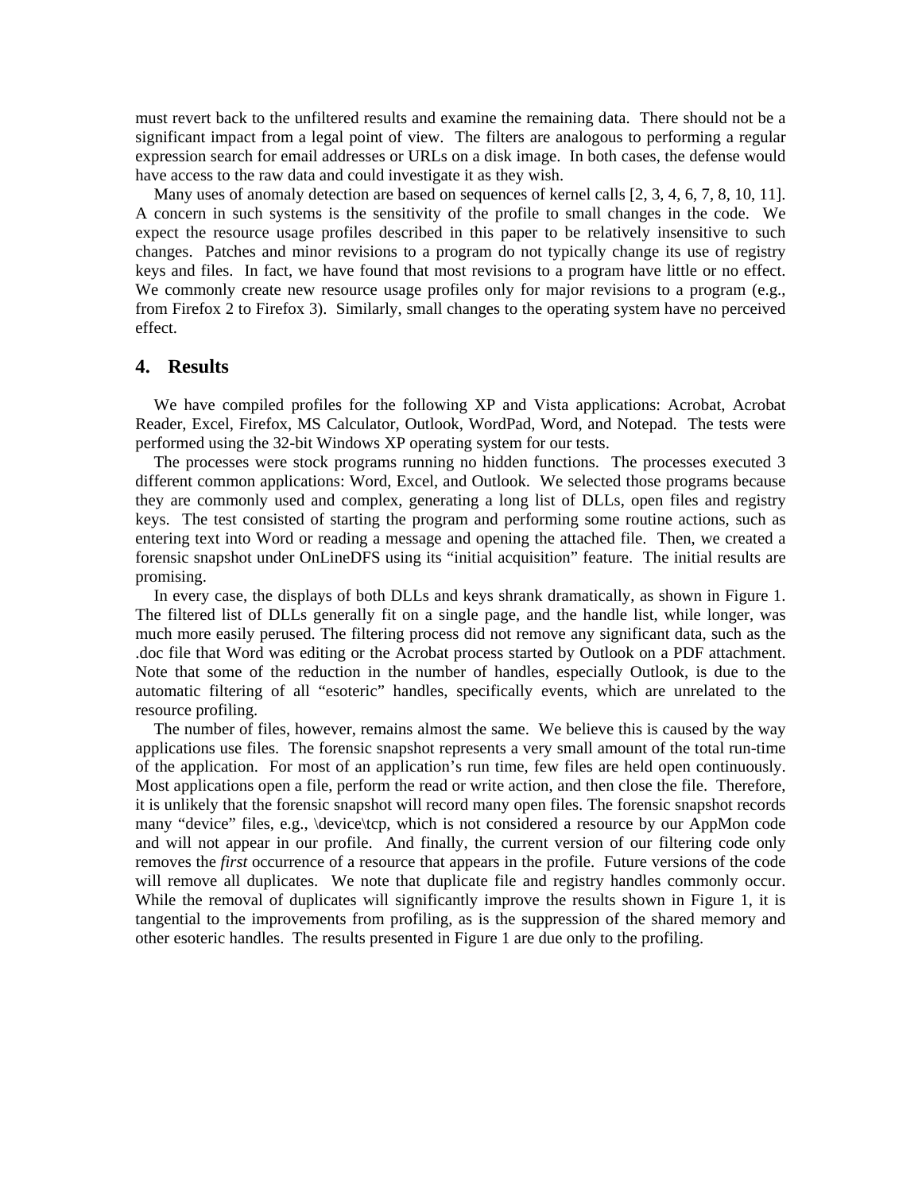must revert back to the unfiltered results and examine the remaining data. There should not be a significant impact from a legal point of view. The filters are analogous to performing a regular expression search for email addresses or URLs on a disk image. In both cases, the defense would have access to the raw data and could investigate it as they wish.

Many uses of anomaly detection are based on sequences of kernel calls [2, 3, 4, 6, 7, 8, 10, 11]. A concern in such systems is the sensitivity of the profile to small changes in the code. We expect the resource usage profiles described in this paper to be relatively insensitive to such changes. Patches and minor revisions to a program do not typically change its use of registry keys and files. In fact, we have found that most revisions to a program have little or no effect. We commonly create new resource usage profiles only for major revisions to a program (e.g., from Firefox 2 to Firefox 3). Similarly, small changes to the operating system have no perceived effect.

## 4. Results

We have compiled profiles for the following XP and Vista applications: Acrobat, Acrobat Reader, Excel, Firefox, MS Calculator, Outlook, WordPad, Word, and Notepad. The tests were performed using the 32-bit Windows XP operating system for our tests.

The processes were stock programs running no hidden functions. The processes executed 3 different common applications: Word, Excel, and Outlook. We selected those programs because they are commonly used and complex, generating a long list of DLLs, open files and registry keys. The test consisted of starting the program and performing some routine actions, such as entering text into Word or reading a message and opening the attached file. Then, we created a forensic snapshot under OnLineDFS using its "initial acquisition" feature. The initial results are promising.

In every case, the displays of both DLLs and keys shrank dramatically, as shown in Figure 1. The filtered list of DLLs generally fit on a single page, and the handle list, while longer, was much more easily perused. The filtering process did not remove any significant data, such as the .doc file that Word was editing or the Acrobat process started by Outlook on a PDF attachment. Note that some of the reduction in the number of handles, especially Outlook, is due to the automatic filtering of all "esoteric" handles, specifically events, which are unrelated to the resource profiling.

The number of files, however, remains almost the same. We believe this is caused by the way applications use files. The forensic snapshot represents a very small amount of the total run-time of the application. For most of an application's run time, few files are held open continuously. Most applications open a file, perform the read or write action, and then close the file. Therefore, it is unlikely that the forensic snapshot will record many open files. The forensic snapshot records many "device" files, e.g., \device\tcp, which is not considered a resource by our AppMon code and will not appear in our profile. And finally, the current version of our filtering code only removes the *first* occurrence of a resource that appears in the profile. Future versions of the code will remove all duplicates. We note that duplicate file and registry handles commonly occur. While the removal of duplicates will significantly improve the results shown in Figure 1, it is tangential to the improvements from profiling, as is the suppression of the shared memory and other esoteric handles. The results presented in Figure 1 are due only to the profiling.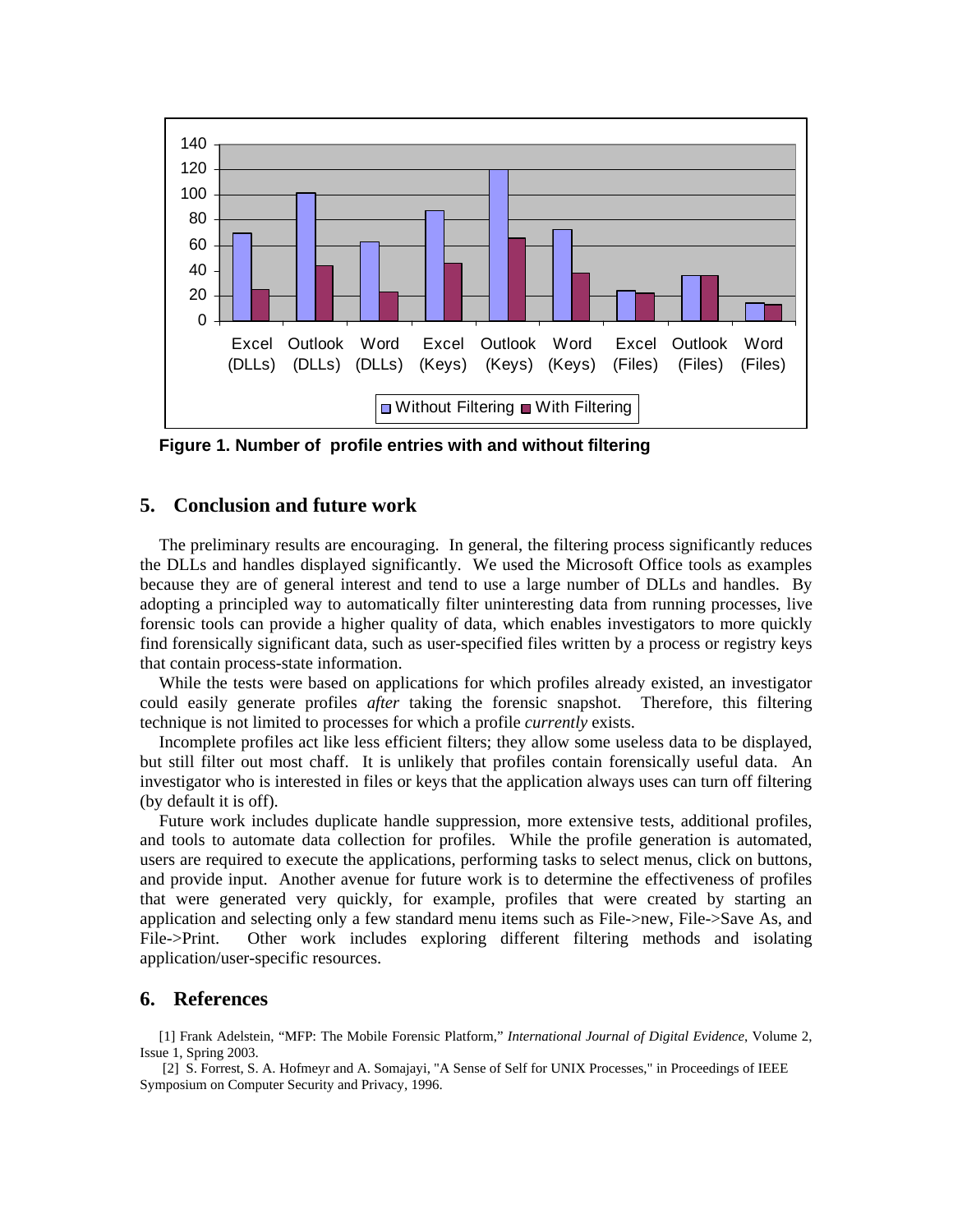140
120
100
80
60
40
20
0

Excel (DLLs) Outlook (DLLs) Word (DLLs) Excel (Keys) Outlook (Keys) Word (Keys) Excel (Files) Outlook (Files) Word (Files)

Without Filtering With Filtering

**Figure 1. Number of profile entries with and without filtering**

## 5. Conclusion and future work

The preliminary results are encouraging. In general, the filtering process significantly reduces the DLLs and handles displayed significantly. We used the Microsoft Office tools as examples because they are of general interest and tend to use a large number of DLLs and handles. By adopting a principled way to automatically filter uninteresting data from running processes, live forensic tools can provide a higher quality of data, which enables investigators to more quickly find forensically significant data, such as user-specified files written by a process or registry keys that contain process-state information.

While the tests were based on applications for which profiles already existed, an investigator could easily generate profiles *after* taking the forensic snapshot. Therefore, this filtering technique is not limited to processes for which a profile *currently* exists.

Incomplete profiles act like less efficient filters; they allow some useless data to be displayed, but still filter out most chaff. It is unlikely that profiles contain forensically useful data. An investigator who is interested in files or keys that the application always uses can turn off filtering (by default it is off).

Future work includes duplicate handle suppression, more extensive tests, additional profiles, and tools to automate data collection for profiles. While the profile generation is automated, users are required to execute the applications, performing tasks to select menus, click on buttons, and provide input. Another avenue for future work is to determine the effectiveness of profiles that were generated very quickly, for example, profiles that were created by starting an application and selecting only a few standard menu items such as File->new, File->Save As, and File->Print. Other work includes exploring different filtering methods and isolating application/user-specific resources.

## 6. References

[1] Frank Adelstein, "MFP: The Mobile Forensic Platform," *International Journal of Digital Evidence*, Volume 2, Issue 1, Spring 2003.

[2] S. Forrest, S. A. Hofmeyr and A. Somajayi, "A Sense of Self for UNIX Processes," in Proceedings of IEEE Symposium on Computer Security and Privacy, 1996.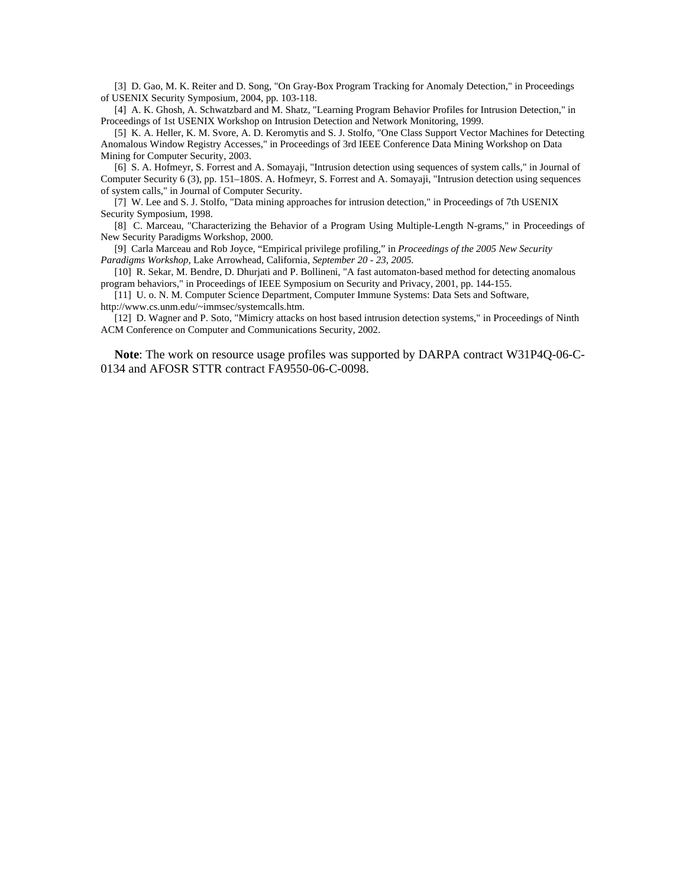[3] D. Gao, M. K. Reiter and D. Song, "On Gray-Box Program Tracking for Anomaly Detection," in Proceedings of USENIX Security Symposium, 2004, pp. 103-118.

[4] A. K. Ghosh, A. Schwatzbard and M. Shatz, "Learning Program Behavior Profiles for Intrusion Detection," in Proceedings of 1st USENIX Workshop on Intrusion Detection and Network Monitoring, 1999.

[5] K. A. Heller, K. M. Svore, A. D. Keromytis and S. J. Stolfo, "One Class Support Vector Machines for Detecting Anomalous Window Registry Accesses," in Proceedings of 3rd IEEE Conference Data Mining Workshop on Data Mining for Computer Security, 2003.

[6] S. A. Hofmeyr, S. Forrest and A. Somayaji, "Intrusion detection using sequences of system calls," in Journal of Computer Security 6 (3), pp. 151–180S. A. Hofmeyr, S. Forrest and A. Somayaji, "Intrusion detection using sequences of system calls," in Journal of Computer Security.

[7] W. Lee and S. J. Stolfo, "Data mining approaches for intrusion detection," in Proceedings of 7th USENIX Security Symposium, 1998.

[8] C. Marceau, "Characterizing the Behavior of a Program Using Multiple-Length N-grams," in Proceedings of New Security Paradigms Workshop, 2000.

[9] Carla Marceau and Rob Joyce, "Empirical privilege profiling," in *Proceedings of the 2005 New Security Paradigms Workshop*, Lake Arrowhead, California, *September 20 - 23, 2005.*

[10] R. Sekar, M. Bendre, D. Dhurjati and P. Bollineni, "A fast automaton-based method for detecting anomalous program behaviors," in Proceedings of IEEE Symposium on Security and Privacy, 2001, pp. 144-155.

[11] U. o. N. M. Computer Science Department, Computer Immune Systems: Data Sets and Software, http://www.cs.unm.edu/~immsec/systemcalls.htm.

[12] D. Wagner and P. Soto, "Mimicry attacks on host based intrusion detection systems," in Proceedings of Ninth ACM Conference on Computer and Communications Security, 2002.

**Note**: The work on resource usage profiles was supported by DARPA contract W31P4Q-06-C-0134 and AFOSR STTR contract FA9550-06-C-0098.